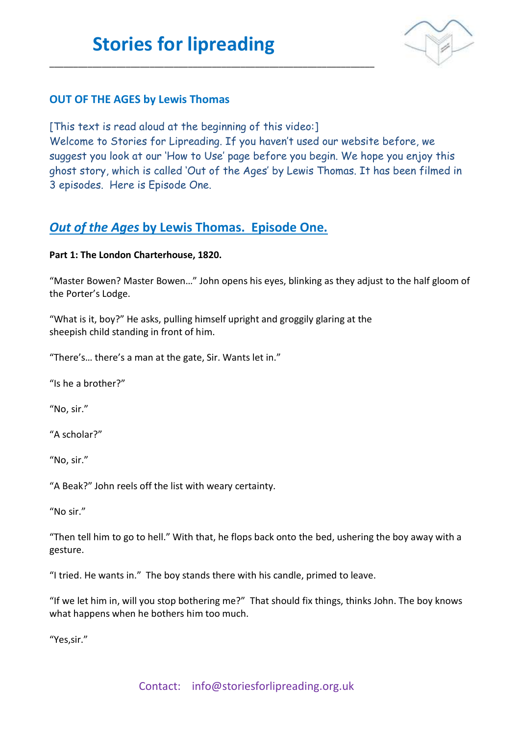# Stories for lipreading

## OUT OF THE AGES by Lewis Thomas

[This text is read aloud at the beginning of this video:]
Welcome to Stories for Lipreading. If you haven't used our website before, we suggest you look at our 'How to Use' page before you begin. We hope you enjoy this ghost story, which is called 'Out of the Ages' by Lewis Thomas. It has been filmed in 3 episodes. Here is Episode One.

## *Out of the Ages* by Lewis Thomas. Episode One.

**Part 1: The London Charterhouse, 1820.**

"Master Bowen? Master Bowen…" John opens his eyes, blinking as they adjust to the half gloom of the Porter's Lodge.

"What is it, boy?" He asks, pulling himself upright and groggily glaring at the sheepish child standing in front of him.

"There's… there's a man at the gate, Sir. Wants let in."

"Is he a brother?"

"No, sir."

"A scholar?"

"No, sir."

"A Beak?" John reels off the list with weary certainty.

"No sir."

"Then tell him to go to hell." With that, he flops back onto the bed, ushering the boy away with a gesture.

"I tried. He wants in." The boy stands there with his candle, primed to leave.

"If we let him in, will you stop bothering me?" That should fix things, thinks John. The boy knows what happens when he bothers him too much.

"Yes,sir."

Contact: info@storiesforlipreading.org.uk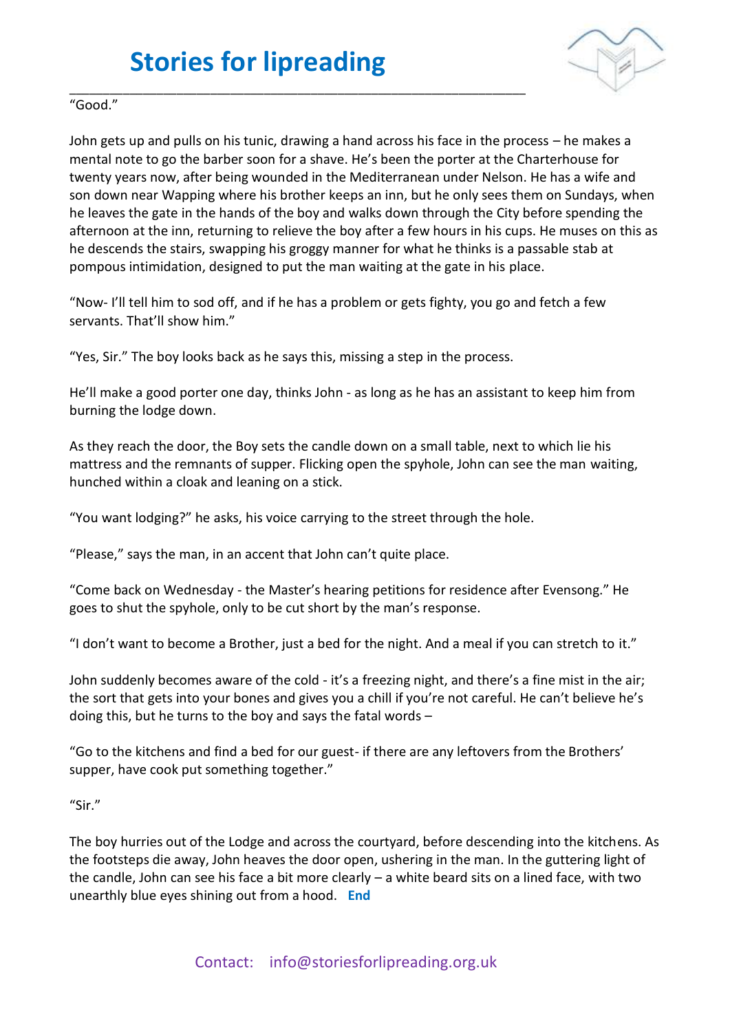"Good."

John gets up and pulls on his tunic, drawing a hand across his face in the process – he makes a mental note to go the barber soon for a shave. He's been the porter at the Charterhouse for twenty years now, after being wounded in the Mediterranean under Nelson. He has a wife and son down near Wapping where his brother keeps an inn, but he only sees them on Sundays, when he leaves the gate in the hands of the boy and walks down through the City before spending the afternoon at the inn, returning to relieve the boy after a few hours in his cups. He muses on this as he descends the stairs, swapping his groggy manner for what he thinks is a passable stab at pompous intimidation, designed to put the man waiting at the gate in his place.

"Now- I'll tell him to sod off, and if he has a problem or gets fighty, you go and fetch a few servants. That'll show him."

"Yes, Sir." The boy looks back as he says this, missing a step in the process.

He'll make a good porter one day, thinks John - as long as he has an assistant to keep him from burning the lodge down.

As they reach the door, the Boy sets the candle down on a small table, next to which lie his mattress and the remnants of supper. Flicking open the spyhole, John can see the man waiting, hunched within a cloak and leaning on a stick.

"You want lodging?" he asks, his voice carrying to the street through the hole.

"Please," says the man, in an accent that John can't quite place.

"Come back on Wednesday - the Master's hearing petitions for residence after Evensong." He goes to shut the spyhole, only to be cut short by the man's response.

"I don't want to become a Brother, just a bed for the night. And a meal if you can stretch to it."

John suddenly becomes aware of the cold - it's a freezing night, and there's a fine mist in the air; the sort that gets into your bones and gives you a chill if you're not careful. He can't believe he's doing this, but he turns to the boy and says the fatal words –

"Go to the kitchens and find a bed for our guest- if there are any leftovers from the Brothers' supper, have cook put something together."

"Sir."

The boy hurries out of the Lodge and across the courtyard, before descending into the kitchens. As the footsteps die away, John heaves the door open, ushering in the man. In the guttering light of the candle, John can see his face a bit more clearly – a white beard sits on a lined face, with two unearthly blue eyes shining out from a hood. **End**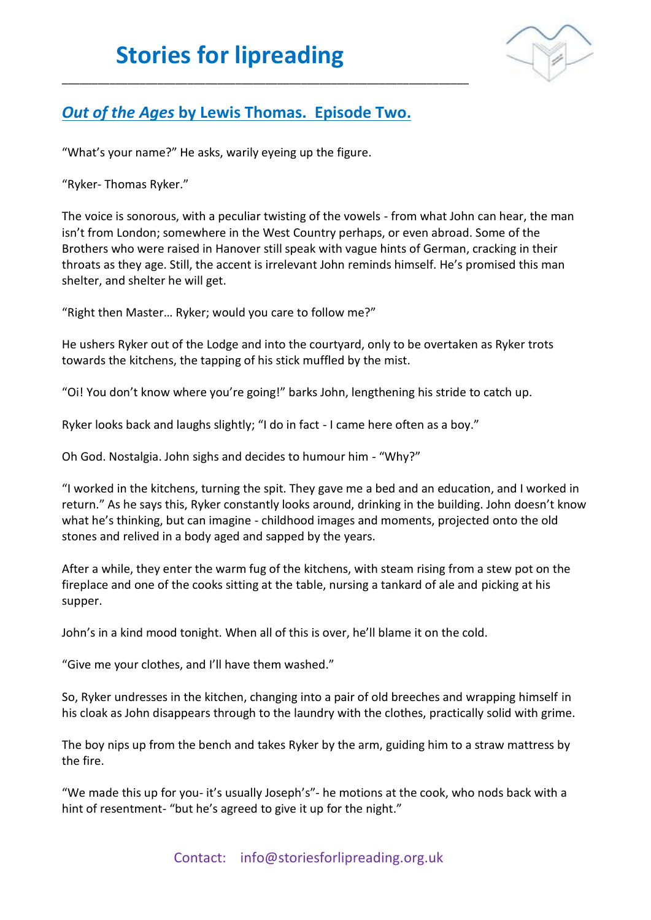## *Out of the Ages* by Lewis Thomas. Episode Two.

"What's your name?" He asks, warily eyeing up the figure.

"Ryker- Thomas Ryker."

The voice is sonorous, with a peculiar twisting of the vowels - from what John can hear, the man isn't from London; somewhere in the West Country perhaps, or even abroad. Some of the Brothers who were raised in Hanover still speak with vague hints of German, cracking in their throats as they age. Still, the accent is irrelevant John reminds himself. He's promised this man shelter, and shelter he will get.

"Right then Master… Ryker; would you care to follow me?"

He ushers Ryker out of the Lodge and into the courtyard, only to be overtaken as Ryker trots towards the kitchens, the tapping of his stick muffled by the mist.

"Oi! You don't know where you're going!" barks John, lengthening his stride to catch up.

Ryker looks back and laughs slightly; "I do in fact - I came here often as a boy."

Oh God. Nostalgia. John sighs and decides to humour him - "Why?"

"I worked in the kitchens, turning the spit. They gave me a bed and an education, and I worked in return." As he says this, Ryker constantly looks around, drinking in the building. John doesn't know what he's thinking, but can imagine - childhood images and moments, projected onto the old stones and relived in a body aged and sapped by the years.

After a while, they enter the warm fug of the kitchens, with steam rising from a stew pot on the fireplace and one of the cooks sitting at the table, nursing a tankard of ale and picking at his supper.

John's in a kind mood tonight. When all of this is over, he'll blame it on the cold.

"Give me your clothes, and I'll have them washed."

So, Ryker undresses in the kitchen, changing into a pair of old breeches and wrapping himself in his cloak as John disappears through to the laundry with the clothes, practically solid with grime.

The boy nips up from the bench and takes Ryker by the arm, guiding him to a straw mattress by the fire.

"We made this up for you- it's usually Joseph's"- he motions at the cook, who nods back with a hint of resentment- "but he's agreed to give it up for the night."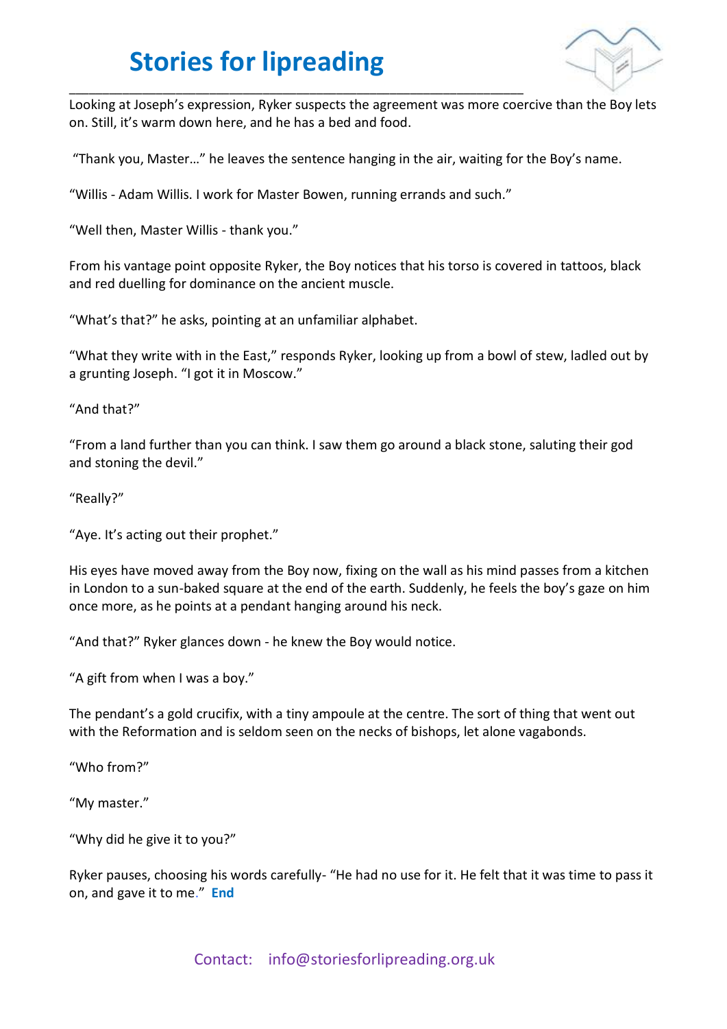Looking at Joseph's expression, Ryker suspects the agreement was more coercive than the Boy lets on. Still, it's warm down here, and he has a bed and food.

"Thank you, Master…" he leaves the sentence hanging in the air, waiting for the Boy's name.

"Willis - Adam Willis. I work for Master Bowen, running errands and such."

"Well then, Master Willis - thank you."

From his vantage point opposite Ryker, the Boy notices that his torso is covered in tattoos, black and red duelling for dominance on the ancient muscle.

"What's that?" he asks, pointing at an unfamiliar alphabet.

"What they write with in the East," responds Ryker, looking up from a bowl of stew, ladled out by a grunting Joseph. "I got it in Moscow."

"And that?"

"From a land further than you can think. I saw them go around a black stone, saluting their god and stoning the devil."

"Really?"

"Aye. It's acting out their prophet."

His eyes have moved away from the Boy now, fixing on the wall as his mind passes from a kitchen in London to a sun-baked square at the end of the earth. Suddenly, he feels the boy's gaze on him once more, as he points at a pendant hanging around his neck.

"And that?" Ryker glances down - he knew the Boy would notice.

"A gift from when I was a boy."

The pendant's a gold crucifix, with a tiny ampoule at the centre. The sort of thing that went out with the Reformation and is seldom seen on the necks of bishops, let alone vagabonds.

"Who from?"

"My master."

"Why did he give it to you?"

Ryker pauses, choosing his words carefully- "He had no use for it. He felt that it was time to pass it on, and gave it to me." **End**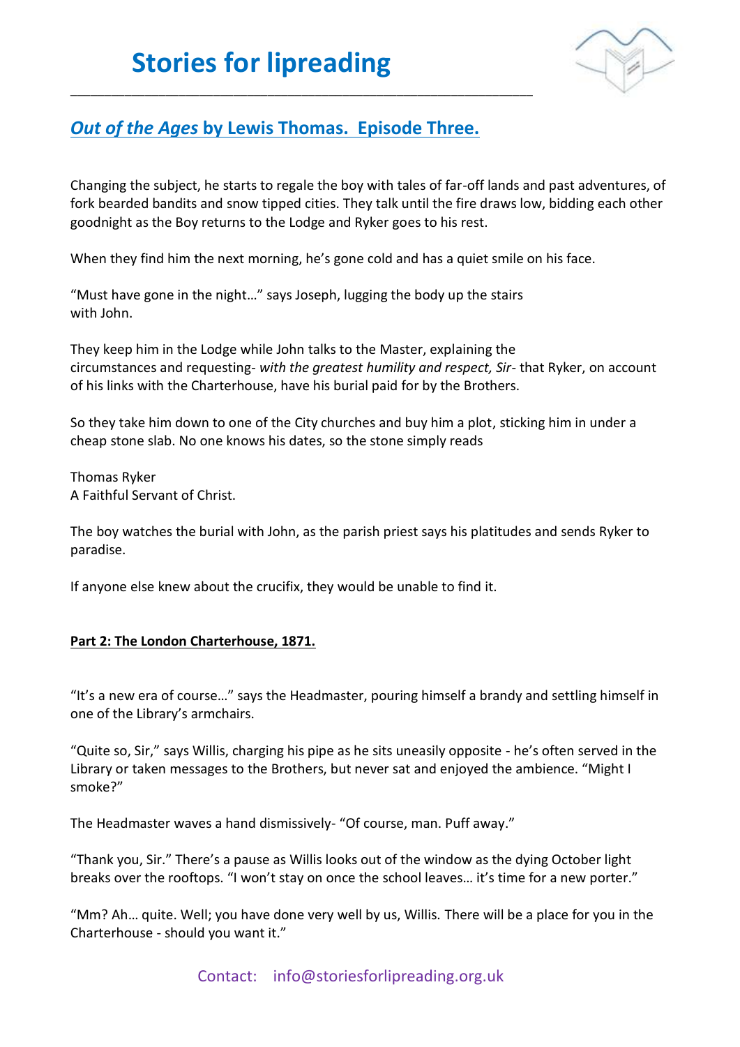## *Out of the Ages* by Lewis Thomas. Episode Three.

Changing the subject, he starts to regale the boy with tales of far-off lands and past adventures, of fork bearded bandits and snow tipped cities. They talk until the fire draws low, bidding each other goodnight as the Boy returns to the Lodge and Ryker goes to his rest.

When they find him the next morning, he's gone cold and has a quiet smile on his face.

"Must have gone in the night…" says Joseph, lugging the body up the stairs with John.

They keep him in the Lodge while John talks to the Master, explaining the circumstances and requesting- *with the greatest humility and respect, Sir*- that Ryker, on account of his links with the Charterhouse, have his burial paid for by the Brothers.

So they take him down to one of the City churches and buy him a plot, sticking him in under a cheap stone slab. No one knows his dates, so the stone simply reads

Thomas Ryker
A Faithful Servant of Christ.

The boy watches the burial with John, as the parish priest says his platitudes and sends Ryker to paradise.

If anyone else knew about the crucifix, they would be unable to find it.

**Part 2: The London Charterhouse, 1871.**

"It's a new era of course…" says the Headmaster, pouring himself a brandy and settling himself in one of the Library's armchairs.

"Quite so, Sir," says Willis, charging his pipe as he sits uneasily opposite - he's often served in the Library or taken messages to the Brothers, but never sat and enjoyed the ambience. "Might I smoke?"

The Headmaster waves a hand dismissively- "Of course, man. Puff away."

"Thank you, Sir." There's a pause as Willis looks out of the window as the dying October light breaks over the rooftops. "I won't stay on once the school leaves… it's time for a new porter."

"Mm? Ah… quite. Well; you have done very well by us, Willis. There will be a place for you in the Charterhouse - should you want it."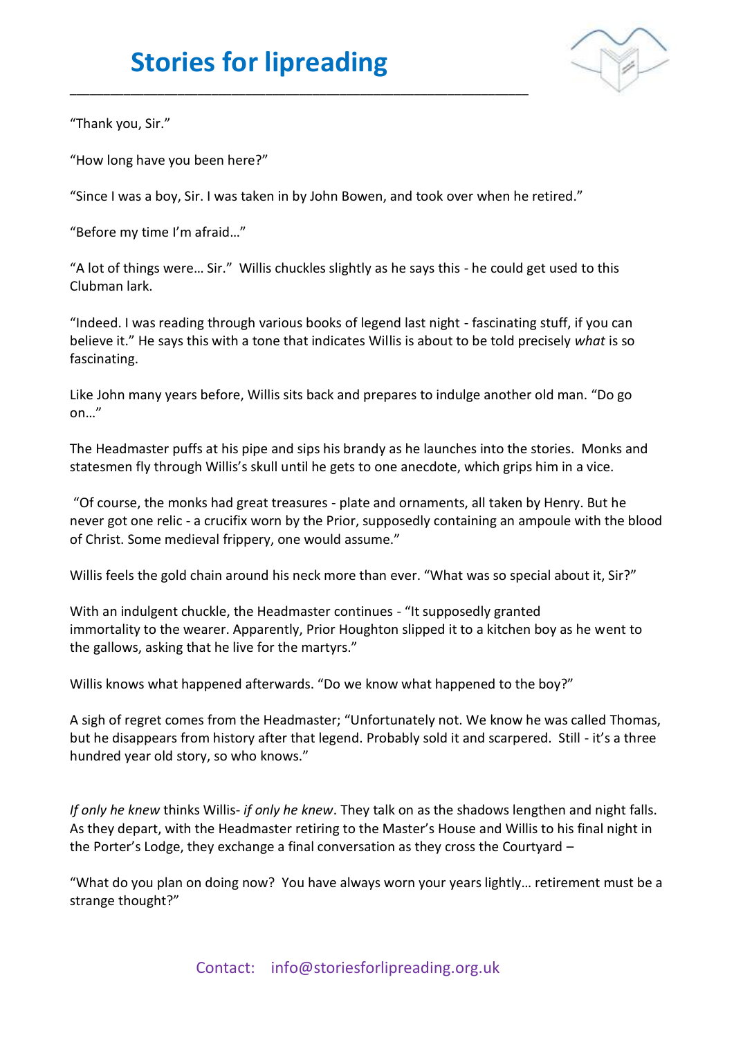"Thank you, Sir."

"How long have you been here?"

"Since I was a boy, Sir. I was taken in by John Bowen, and took over when he retired."

"Before my time I'm afraid…"

"A lot of things were… Sir." Willis chuckles slightly as he says this - he could get used to this Clubman lark.

"Indeed. I was reading through various books of legend last night - fascinating stuff, if you can believe it." He says this with a tone that indicates Willis is about to be told precisely *what* is so fascinating.

Like John many years before, Willis sits back and prepares to indulge another old man. "Do go on…"

The Headmaster puffs at his pipe and sips his brandy as he launches into the stories. Monks and statesmen fly through Willis's skull until he gets to one anecdote, which grips him in a vice.

"Of course, the monks had great treasures - plate and ornaments, all taken by Henry. But he never got one relic - a crucifix worn by the Prior, supposedly containing an ampoule with the blood of Christ. Some medieval frippery, one would assume."

Willis feels the gold chain around his neck more than ever. "What was so special about it, Sir?"

With an indulgent chuckle, the Headmaster continues - "It supposedly granted immortality to the wearer. Apparently, Prior Houghton slipped it to a kitchen boy as he went to the gallows, asking that he live for the martyrs."

Willis knows what happened afterwards. "Do we know what happened to the boy?"

A sigh of regret comes from the Headmaster; "Unfortunately not. We know he was called Thomas, but he disappears from history after that legend. Probably sold it and scarpered. Still - it's a three hundred year old story, so who knows."

*If only he knew* thinks Willis- *if only he knew*. They talk on as the shadows lengthen and night falls. As they depart, with the Headmaster retiring to the Master's House and Willis to his final night in the Porter's Lodge, they exchange a final conversation as they cross the Courtyard –

"What do you plan on doing now? You have always worn your years lightly… retirement must be a strange thought?"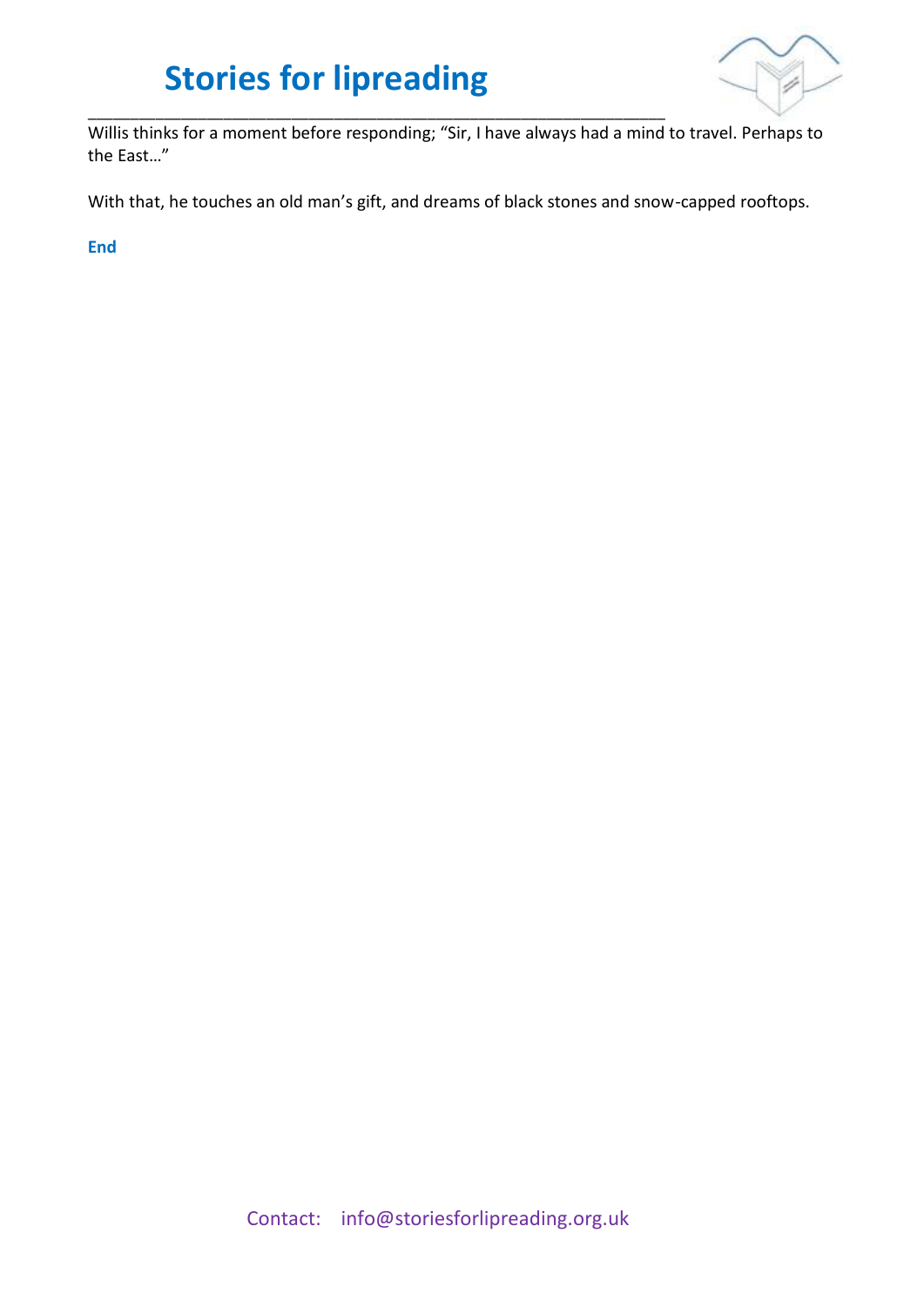Willis thinks for a moment before responding; "Sir, I have always had a mind to travel. Perhaps to the East…"

With that, he touches an old man's gift, and dreams of black stones and snow-capped rooftops.

**End**